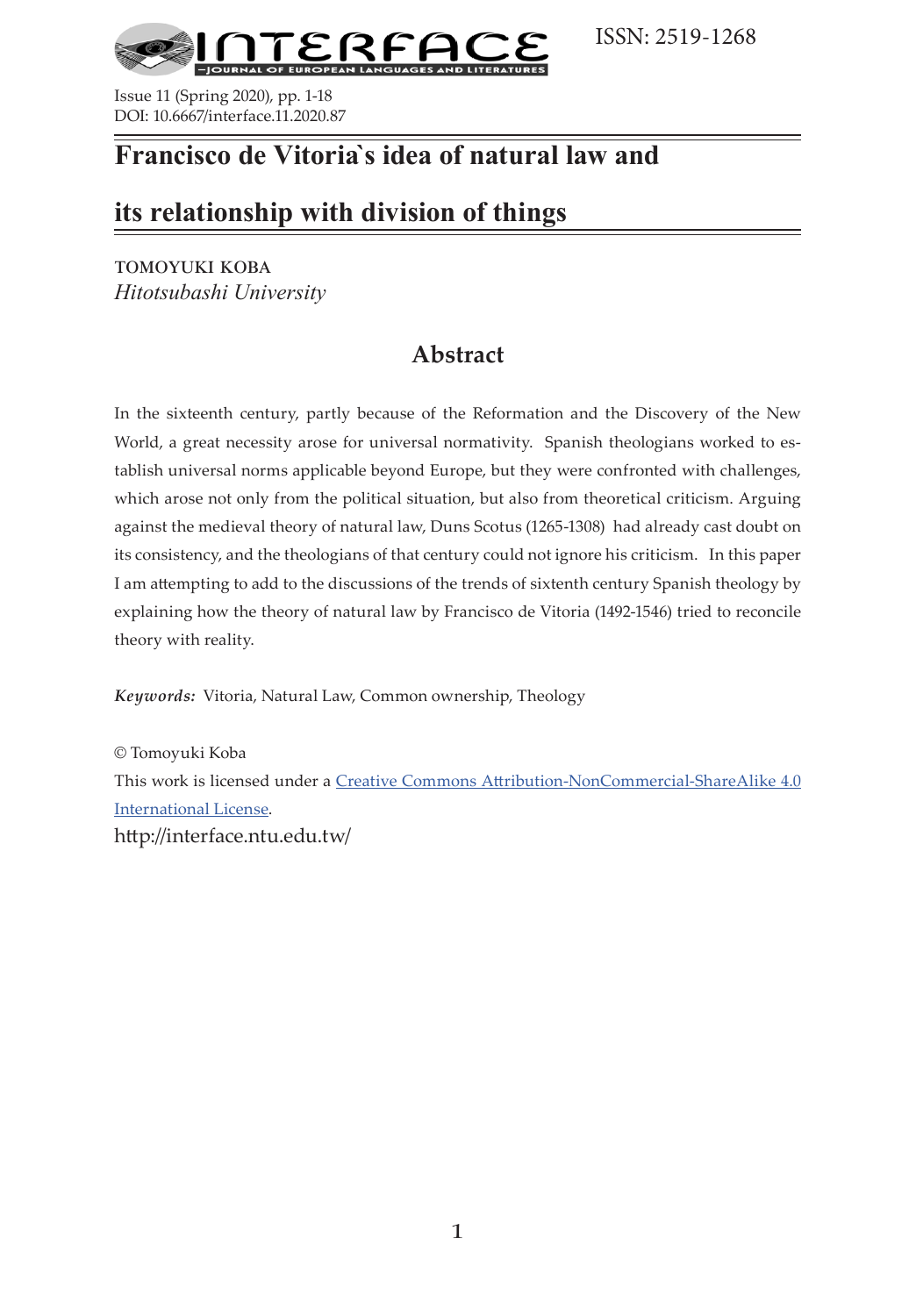# Francisco de Vitoria`s idea of natural law and its relationship with division of things

**TOMOYUKI KOBA**
*Hitotsubashi University*

## Abstract

In the sixteenth century, partly because of the Reformation and the Discovery of the New World, a great necessity arose for universal normativity. Spanish theologians worked to establish universal norms applicable beyond Europe, but they were confronted with challenges, which arose not only from the political situation, but also from theoretical criticism. Arguing against the medieval theory of natural law, Duns Scotus (1265-1308) had already cast doubt on its consistency, and the theologians of that century could not ignore his criticism. In this paper I am attempting to add to the discussions of the trends of sixtenth century Spanish theology by explaining how the theory of natural law by Francisco de Vitoria (1492-1546) tried to reconcile theory with reality.

***Keywords:*** Vitoria, Natural Law, Common ownership, Theology

© Tomoyuki Koba

This work is licensed under a [Creative Commons Attribution-NonCommercial-ShareAlike 4.0 International License](https://creativecommons.org/licenses/by-nc-sa/4.0/).

http://interface.ntu.edu.tw/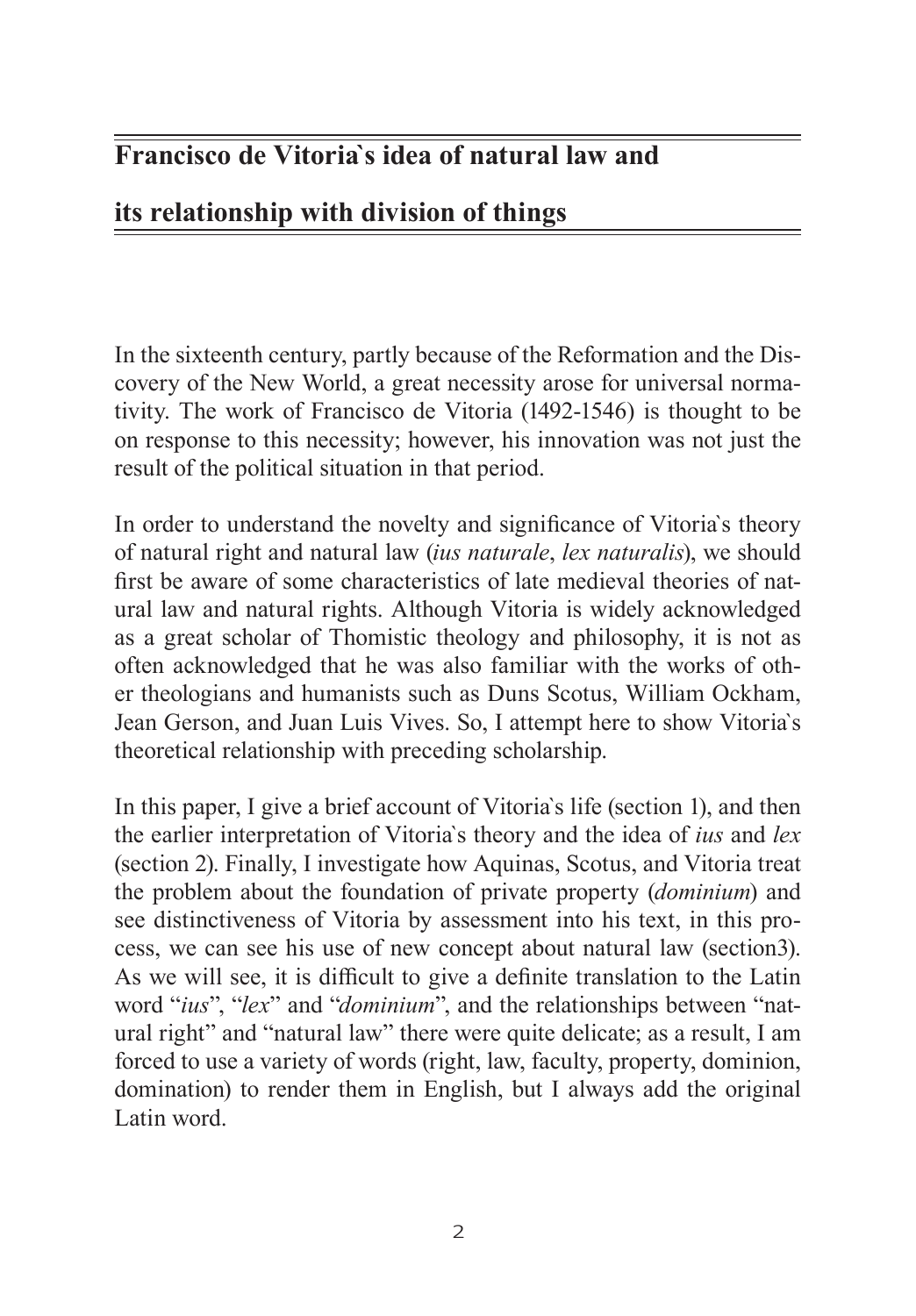# Francisco de Vitoria`s idea of natural law and its relationship with division of things

In the sixteenth century, partly because of the Reformation and the Discovery of the New World, a great necessity arose for universal normativity. The work of Francisco de Vitoria (1492-1546) is thought to be on response to this necessity; however, his innovation was not just the result of the political situation in that period.

In order to understand the novelty and significance of Vitoria`s theory of natural right and natural law (*ius naturale*, *lex naturalis*), we should first be aware of some characteristics of late medieval theories of natural law and natural rights. Although Vitoria is widely acknowledged as a great scholar of Thomistic theology and philosophy, it is not as often acknowledged that he was also familiar with the works of other theologians and humanists such as Duns Scotus, William Ockham, Jean Gerson, and Juan Luis Vives. So, I attempt here to show Vitoria`s theoretical relationship with preceding scholarship.

In this paper, I give a brief account of Vitoria`s life (section 1), and then the earlier interpretation of Vitoria`s theory and the idea of *ius* and *lex* (section 2). Finally, I investigate how Aquinas, Scotus, and Vitoria treat the problem about the foundation of private property (*dominium*) and see distinctiveness of Vitoria by assessment into his text, in this process, we can see his use of new concept about natural law (section3). As we will see, it is difficult to give a definite translation to the Latin word "*ius*", "*lex*" and "*dominium*", and the relationships between "natural right" and "natural law" there were quite delicate; as a result, I am forced to use a variety of words (right, law, faculty, property, dominion, domination) to render them in English, but I always add the original Latin word.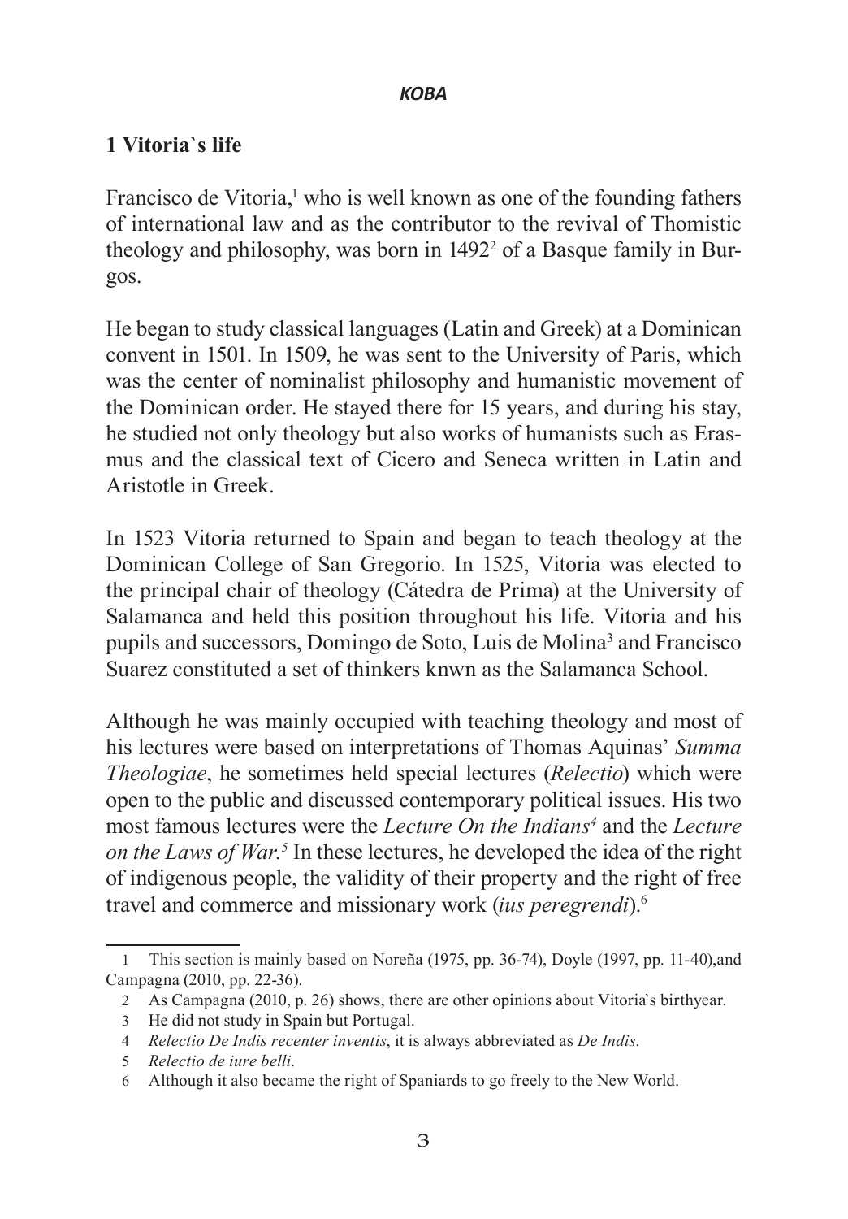## 1 Vitoria`s life

Francisco de Vitoria,[1] who is well known as one of the founding fathers of international law and as the contributor to the revival of Thomistic theology and philosophy, was born in 1492[2] of a Basque family in Burgos.

He began to study classical languages (Latin and Greek) at a Dominican convent in 1501. In 1509, he was sent to the University of Paris, which was the center of nominalist philosophy and humanistic movement of the Dominican order. He stayed there for 15 years, and during his stay, he studied not only theology but also works of humanists such as Erasmus and the classical text of Cicero and Seneca written in Latin and Aristotle in Greek.

In 1523 Vitoria returned to Spain and began to teach theology at the Dominican College of San Gregorio. In 1525, Vitoria was elected to the principal chair of theology (Cátedra de Prima) at the University of Salamanca and held this position throughout his life. Vitoria and his pupils and successors, Domingo de Soto, Luis de Molina[3] and Francisco Suarez constituted a set of thinkers knwn as the Salamanca School.

Although he was mainly occupied with teaching theology and most of his lectures were based on interpretations of Thomas Aquinas' *Summa Theologiae*, he sometimes held special lectures (*Relectio*) which were open to the public and discussed contemporary political issues. His two most famous lectures were the *Lecture On the Indians*[4] and the *Lecture on the Laws of War.*[5] In these lectures, he developed the idea of the right of indigenous people, the validity of their property and the right of free travel and commerce and missionary work (*ius peregrendi*).[6]

---

1 This section is mainly based on Noreña (1975, pp. 36-74), Doyle (1997, pp. 11-40),and Campagna (2010, pp. 22-36).

2 As Campagna (2010, p. 26) shows, there are other opinions about Vitoria`s birthyear.

3 He did not study in Spain but Portugal.

4 *Relectio De Indis recenter inventis*, it is always abbreviated as *De Indis.*

5 *Relectio de iure belli.*

6 Although it also became the right of Spaniards to go freely to the New World.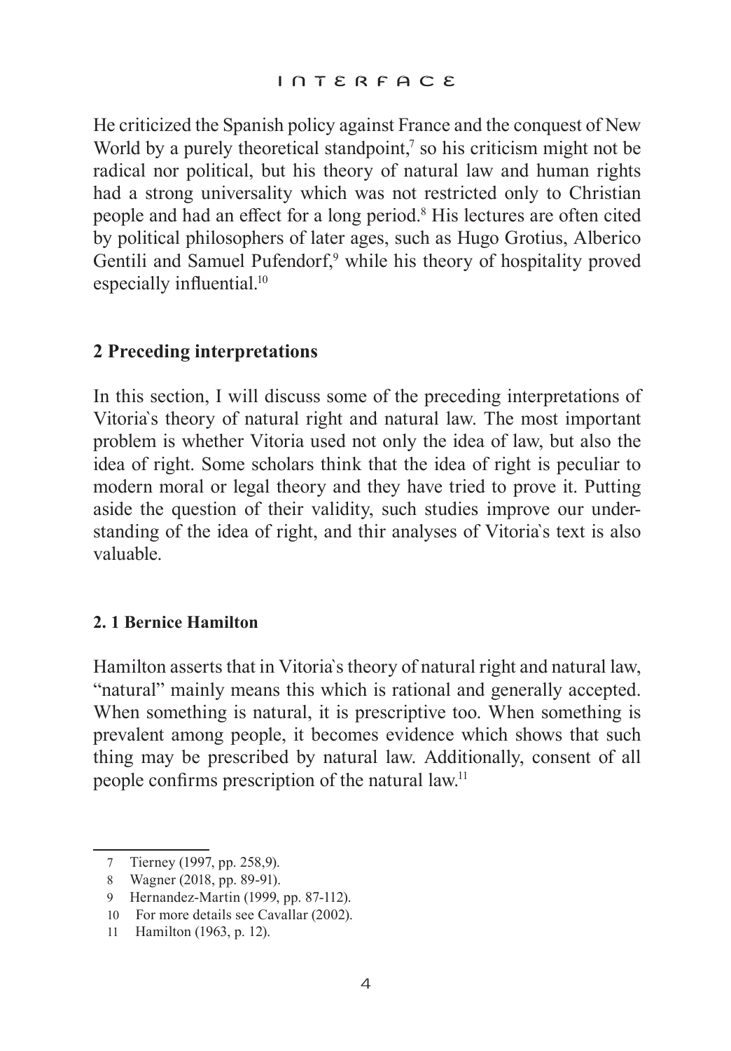He criticized the Spanish policy against France and the conquest of New World by a purely theoretical standpoint,[7] so his criticism might not be radical nor political, but his theory of natural law and human rights had a strong universality which was not restricted only to Christian people and had an effect for a long period.[8] His lectures are often cited by political philosophers of later ages, such as Hugo Grotius, Alberico Gentili and Samuel Pufendorf,[9] while his theory of hospitality proved especially influential.[10]

## 2 Preceding interpretations

In this section, I will discuss some of the preceding interpretations of Vitoria`s theory of natural right and natural law. The most important problem is whether Vitoria used not only the idea of law, but also the idea of right. Some scholars think that the idea of right is peculiar to modern moral or legal theory and they have tried to prove it. Putting aside the question of their validity, such studies improve our understanding of the idea of right, and thir analyses of Vitoria`s text is also valuable.

### 2. 1 Bernice Hamilton

Hamilton asserts that in Vitoria`s theory of natural right and natural law, "natural" mainly means this which is rational and generally accepted. When something is natural, it is prescriptive too. When something is prevalent among people, it becomes evidence which shows that such thing may be prescribed by natural law. Additionally, consent of all people confirms prescription of the natural law.[11]

---

7 Tierney (1997, pp. 258,9).

8 Wagner (2018, pp. 89-91).

9 Hernandez-Martin (1999, pp. 87-112).

10 For more details see Cavallar (2002).

11 Hamilton (1963, p. 12).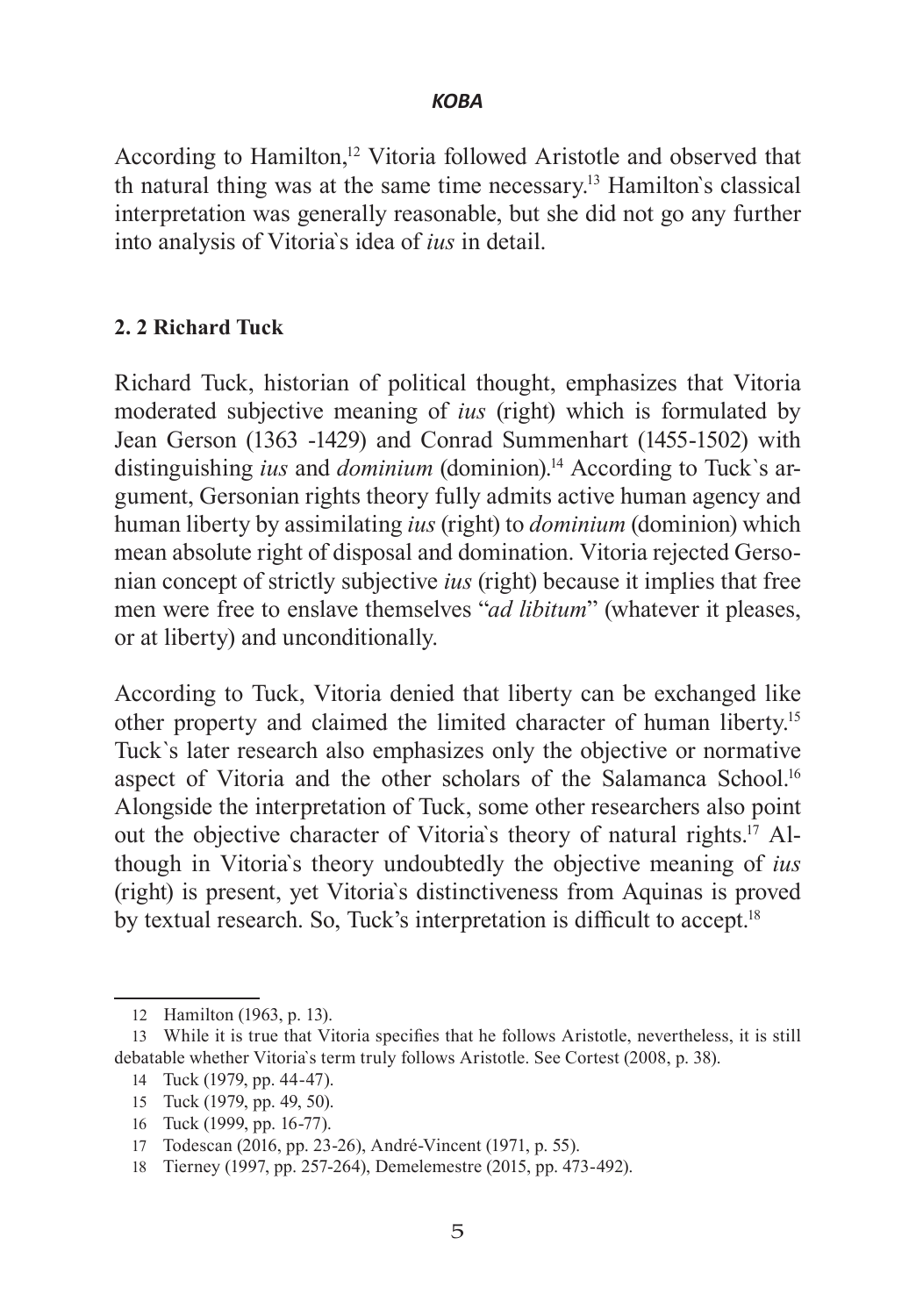According to Hamilton,[12] Vitoria followed Aristotle and observed that th natural thing was at the same time necessary.[13] Hamilton`s classical interpretation was generally reasonable, but she did not go any further into analysis of Vitoria`s idea of *ius* in detail.

### 2. 2 Richard Tuck

Richard Tuck, historian of political thought, emphasizes that Vitoria moderated subjective meaning of *ius* (right) which is formulated by Jean Gerson (1363 -1429) and Conrad Summenhart (1455-1502) with distinguishing *ius* and *dominium* (dominion).[14] According to Tuck`s argument, Gersonian rights theory fully admits active human agency and human liberty by assimilating *ius* (right) to *dominium* (dominion) which mean absolute right of disposal and domination. Vitoria rejected Gersonian concept of strictly subjective *ius* (right) because it implies that free men were free to enslave themselves "*ad libitum*" (whatever it pleases, or at liberty) and unconditionally.

According to Tuck, Vitoria denied that liberty can be exchanged like other property and claimed the limited character of human liberty.[15] Tuck`s later research also emphasizes only the objective or normative aspect of Vitoria and the other scholars of the Salamanca School.[16] Alongside the interpretation of Tuck, some other researchers also point out the objective character of Vitoria`s theory of natural rights.[17] Although in Vitoria`s theory undoubtedly the objective meaning of *ius* (right) is present, yet Vitoria`s distinctiveness from Aquinas is proved by textual research. So, Tuck's interpretation is difficult to accept.[18]

---

12 Hamilton (1963, p. 13).

13 While it is true that Vitoria specifies that he follows Aristotle, nevertheless, it is still debatable whether Vitoria`s term truly follows Aristotle. See Cortest (2008, p. 38).

14 Tuck (1979, pp. 44-47).

15 Tuck (1979, pp. 49, 50).

16 Tuck (1999, pp. 16-77).

17 Todescan (2016, pp. 23-26), André-Vincent (1971, p. 55).

18 Tierney (1997, pp. 257-264), Demelemestre (2015, pp. 473-492).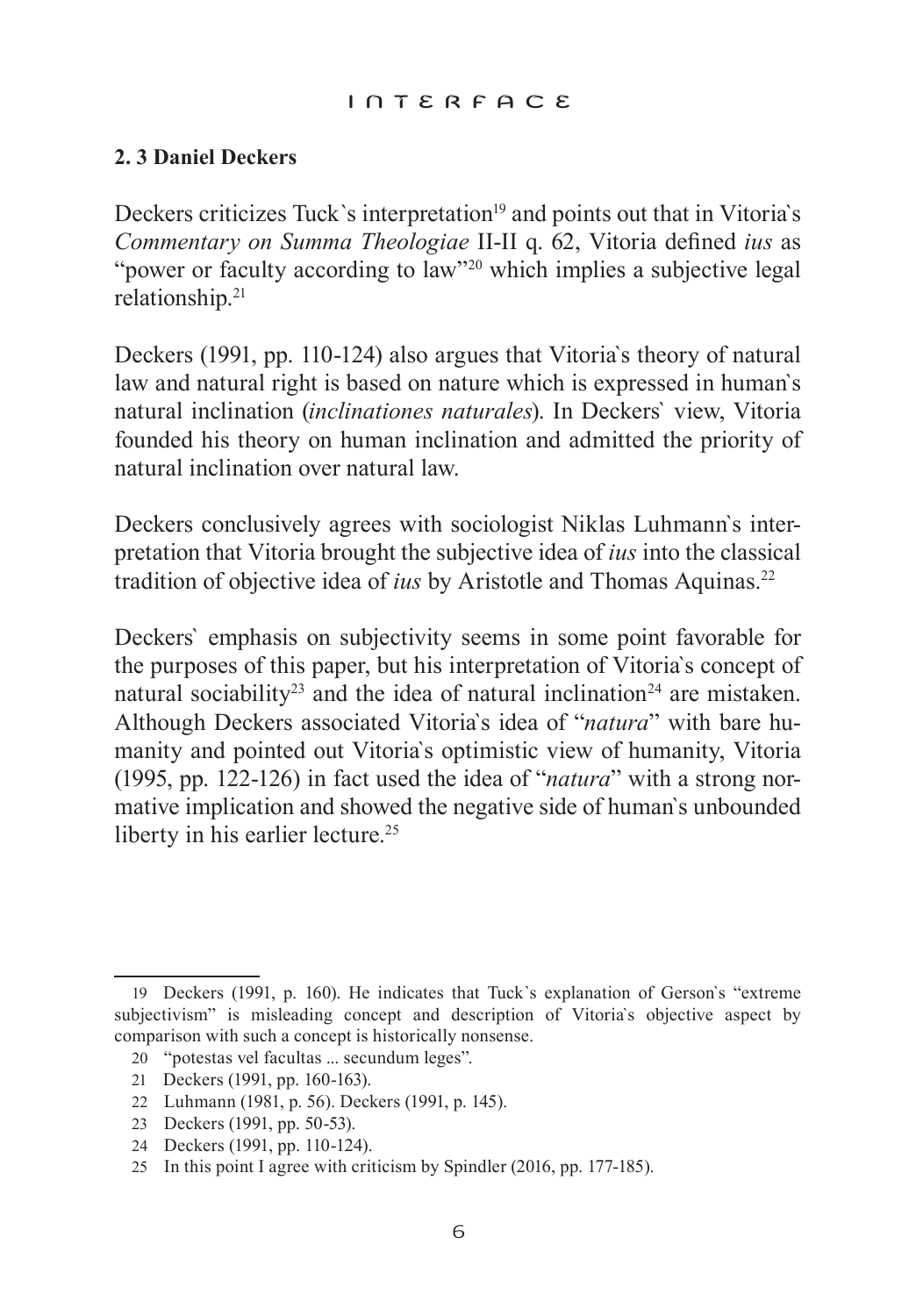### 2. 3 Daniel Deckers

Deckers criticizes Tuck`s interpretation[19] and points out that in Vitoria`s *Commentary on Summa Theologiae* II-II q. 62, Vitoria defined *ius* as "power or faculty according to law"[20] which implies a subjective legal relationship.[21]

Deckers (1991, pp. 110-124) also argues that Vitoria`s theory of natural law and natural right is based on nature which is expressed in human`s natural inclination (*inclinationes naturales*). In Deckers` view, Vitoria founded his theory on human inclination and admitted the priority of natural inclination over natural law.

Deckers conclusively agrees with sociologist Niklas Luhmann`s interpretation that Vitoria brought the subjective idea of *ius* into the classical tradition of objective idea of *ius* by Aristotle and Thomas Aquinas.[22]

Deckers` emphasis on subjectivity seems in some point favorable for the purposes of this paper, but his interpretation of Vitoria`s concept of natural sociability[23] and the idea of natural inclination[24] are mistaken. Although Deckers associated Vitoria`s idea of "*natura*" with bare humanity and pointed out Vitoria`s optimistic view of humanity, Vitoria (1995, pp. 122-126) in fact used the idea of "*natura*" with a strong normative implication and showed the negative side of human`s unbounded liberty in his earlier lecture.[25]

---

19 Deckers (1991, p. 160). He indicates that Tuck`s explanation of Gerson`s "extreme subjectivism" is misleading concept and description of Vitoria`s objective aspect by comparison with such a concept is historically nonsense.

20 "potestas vel facultas ... secundum leges".

21 Deckers (1991, pp. 160-163).

22 Luhmann (1981, p. 56). Deckers (1991, p. 145).

23 Deckers (1991, pp. 50-53).

24 Deckers (1991, pp. 110-124).

25 In this point I agree with criticism by Spindler (2016, pp. 177-185).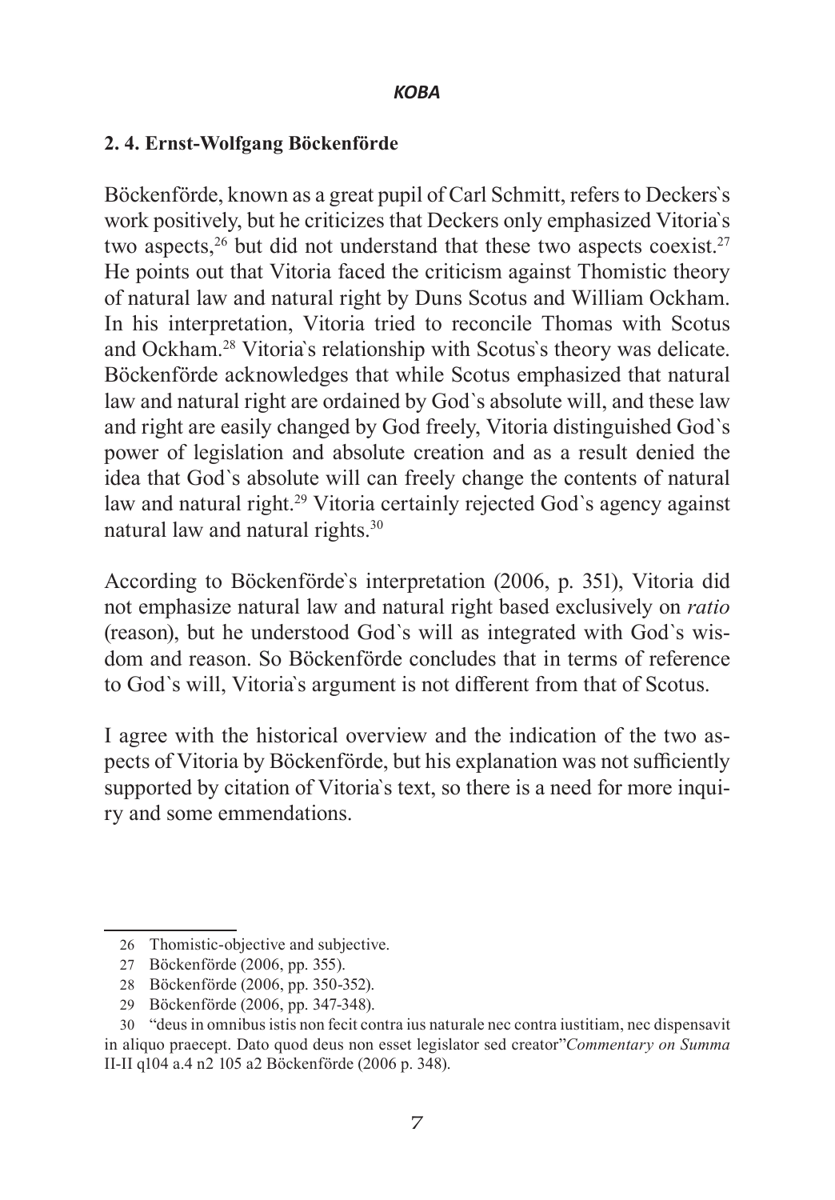### 2. 4. Ernst-Wolfgang Böckenförde

Böckenförde, known as a great pupil of Carl Schmitt, refers to Deckers`s work positively, but he criticizes that Deckers only emphasized Vitoria`s two aspects,[26] but did not understand that these two aspects coexist.[27] He points out that Vitoria faced the criticism against Thomistic theory of natural law and natural right by Duns Scotus and William Ockham. In his interpretation, Vitoria tried to reconcile Thomas with Scotus and Ockham.[28] Vitoria`s relationship with Scotus`s theory was delicate. Böckenförde acknowledges that while Scotus emphasized that natural law and natural right are ordained by God`s absolute will, and these law and right are easily changed by God freely, Vitoria distinguished God`s power of legislation and absolute creation and as a result denied the idea that God`s absolute will can freely change the contents of natural law and natural right.[29] Vitoria certainly rejected God`s agency against natural law and natural rights.[30]

According to Böckenförde`s interpretation (2006, p. 351), Vitoria did not emphasize natural law and natural right based exclusively on *ratio* (reason), but he understood God`s will as integrated with God`s wisdom and reason. So Böckenförde concludes that in terms of reference to God`s will, Vitoria`s argument is not different from that of Scotus.

I agree with the historical overview and the indication of the two aspects of Vitoria by Böckenförde, but his explanation was not sufficiently supported by citation of Vitoria`s text, so there is a need for more inquiry and some emmendations.

---

26 Thomistic-objective and subjective.

27 Böckenförde (2006, pp. 355).

28 Böckenförde (2006, pp. 350-352).

29 Böckenförde (2006, pp. 347-348).

30 "deus in omnibus istis non fecit contra ius naturale nec contra iustitiam, nec dispensavit in aliquo praecept. Dato quod deus non esset legislator sed creator"*Commentary on Summa* II-II q104 a.4 n2 105 a2 Böckenförde (2006 p. 348).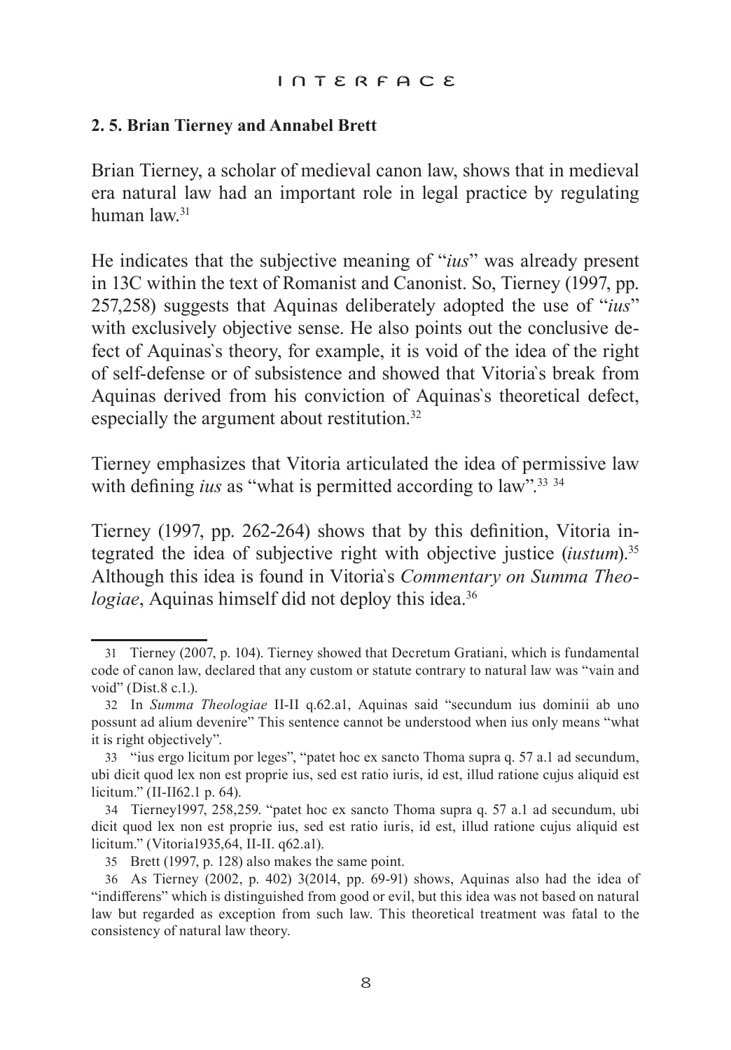### 2. 5. Brian Tierney and Annabel Brett

Brian Tierney, a scholar of medieval canon law, shows that in medieval era natural law had an important role in legal practice by regulating human law.[31]

He indicates that the subjective meaning of "*ius*" was already present in 13C within the text of Romanist and Canonist. So, Tierney (1997, pp. 257,258) suggests that Aquinas deliberately adopted the use of "*ius*" with exclusively objective sense. He also points out the conclusive defect of Aquinas`s theory, for example, it is void of the idea of the right of self-defense or of subsistence and showed that Vitoria`s break from Aquinas derived from his conviction of Aquinas`s theoretical defect, especially the argument about restitution.[32]

Tierney emphasizes that Vitoria articulated the idea of permissive law with defining *ius* as "what is permitted according to law".[33] [34]

Tierney (1997, pp. 262-264) shows that by this definition, Vitoria integrated the idea of subjective right with objective justice (*iustum*).[35] Although this idea is found in Vitoria`s *Commentary on Summa Theologiae*, Aquinas himself did not deploy this idea.[36]

---

31 Tierney (2007, p. 104). Tierney showed that Decretum Gratiani, which is fundamental code of canon law, declared that any custom or statute contrary to natural law was "vain and void" (Dist.8 c.1.).

32 In *Summa Theologiae* II-II q.62.a1, Aquinas said "secundum ius dominii ab uno possunt ad alium devenire" This sentence cannot be understood when ius only means "what it is right objectively".

33 "ius ergo licitum por leges", "patet hoc ex sancto Thoma supra q. 57 a.1 ad secundum, ubi dicit quod lex non est proprie ius, sed est ratio iuris, id est, illud ratione cujus aliquid est licitum." (II-II62.1 p. 64).

34 Tierney1997, 258,259. "patet hoc ex sancto Thoma supra q. 57 a.1 ad secundum, ubi dicit quod lex non est proprie ius, sed est ratio iuris, id est, illud ratione cujus aliquid est licitum." (Vitoria1935,64, II-II. q62.a1).

35 Brett (1997, p. 128) also makes the same point.

36 As Tierney (2002, p. 402) 3(2014, pp. 69-91) shows, Aquinas also had the idea of "indifferens" which is distinguished from good or evil, but this idea was not based on natural law but regarded as exception from such law. This theoretical treatment was fatal to the consistency of natural law theory.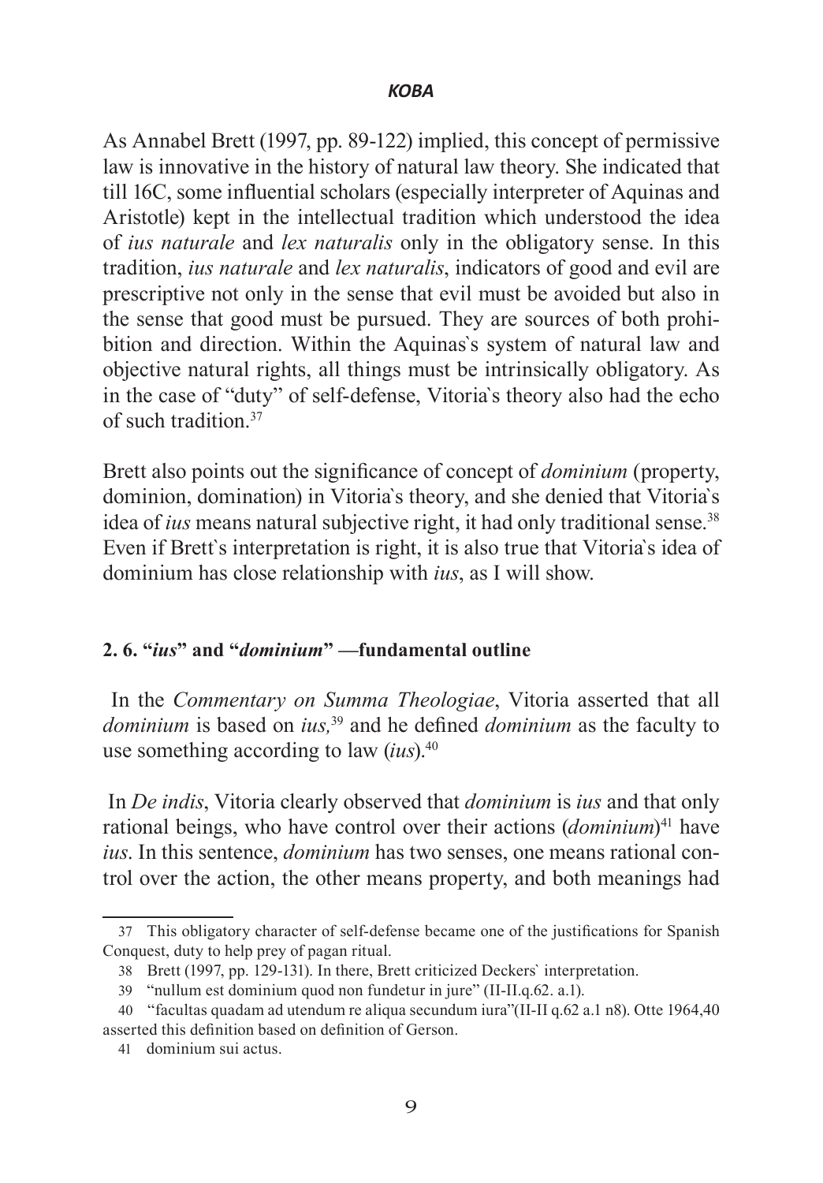As Annabel Brett (1997, pp. 89-122) implied, this concept of permissive law is innovative in the history of natural law theory. She indicated that till 16C, some influential scholars (especially interpreter of Aquinas and Aristotle) kept in the intellectual tradition which understood the idea of *ius naturale* and *lex naturalis* only in the obligatory sense. In this tradition, *ius naturale* and *lex naturalis*, indicators of good and evil are prescriptive not only in the sense that evil must be avoided but also in the sense that good must be pursued. They are sources of both prohibition and direction. Within the Aquinas`s system of natural law and objective natural rights, all things must be intrinsically obligatory. As in the case of "duty" of self-defense, Vitoria`s theory also had the echo of such tradition.[37]

Brett also points out the significance of concept of *dominium* (property, dominion, domination) in Vitoria`s theory, and she denied that Vitoria`s idea of *ius* means natural subjective right, it had only traditional sense.[38] Even if Brett`s interpretation is right, it is also true that Vitoria`s idea of dominium has close relationship with *ius*, as I will show.

## 2. 6. "*ius*" and "*dominium*" —fundamental outline

In the *Commentary on Summa Theologiae*, Vitoria asserted that all *dominium* is based on *ius,*[39] and he defined *dominium* as the faculty to use something according to law (*ius*).[40]

In *De indis*, Vitoria clearly observed that *dominium* is *ius* and that only rational beings, who have control over their actions (*dominium*)[41] have *ius*. In this sentence, *dominium* has two senses, one means rational control over the action, the other means property, and both meanings had

---

37 This obligatory character of self-defense became one of the justifications for Spanish Conquest, duty to help prey of pagan ritual.

38 Brett (1997, pp. 129-131). In there, Brett criticized Deckers` interpretation.

39 "nullum est dominium quod non fundetur in jure" (II-II.q.62. a.1).

40 "facultas quadam ad utendum re aliqua secundum iura"(II-II q.62 a.1 n8). Otte 1964,40 asserted this definition based on definition of Gerson.

41 dominium sui actus.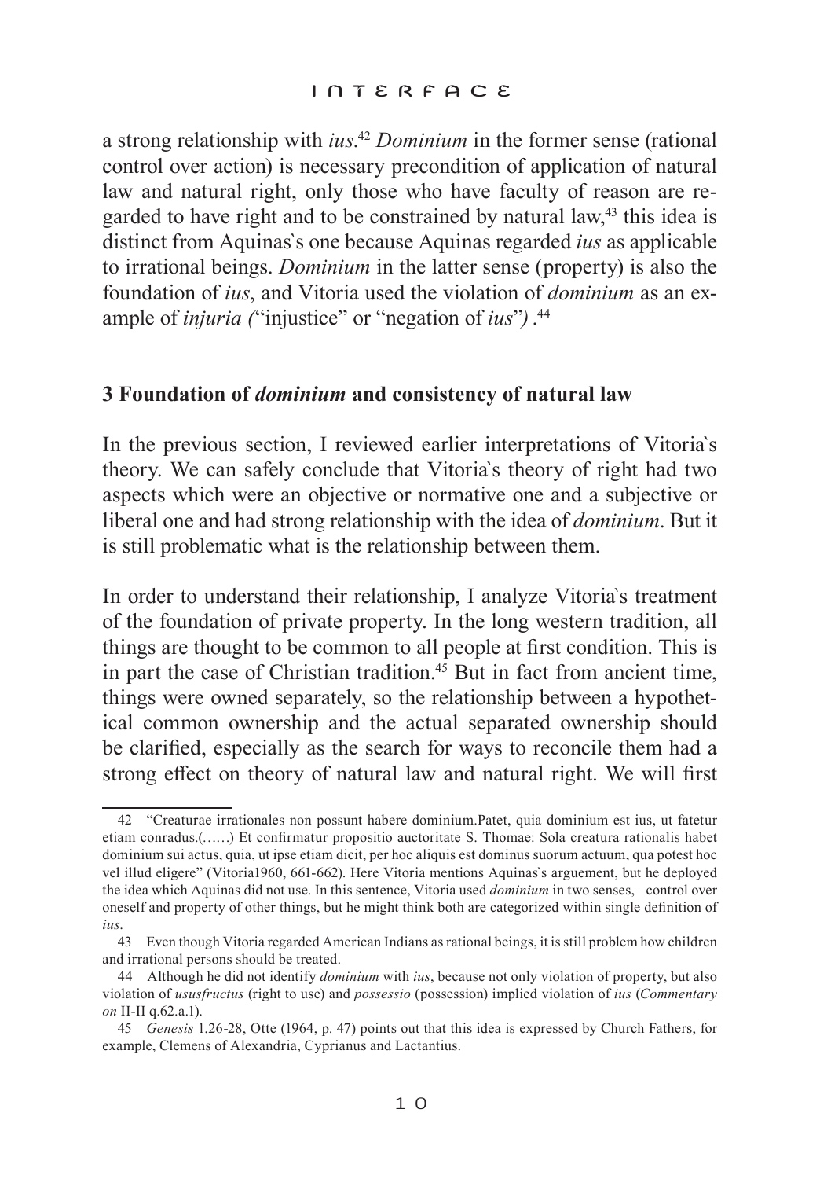a strong relationship with *ius*.[42] *Dominium* in the former sense (rational control over action) is necessary precondition of application of natural law and natural right, only those who have faculty of reason are regarded to have right and to be constrained by natural law,[43] this idea is distinct from Aquinas`s one because Aquinas regarded *ius* as applicable to irrational beings. *Dominium* in the latter sense (property) is also the foundation of *ius*, and Vitoria used the violation of *dominium* as an example of *injuria (*"injustice" or "negation of *ius*"*)* .[44]

## 3 Foundation of *dominium* and consistency of natural law

In the previous section, I reviewed earlier interpretations of Vitoria`s theory. We can safely conclude that Vitoria`s theory of right had two aspects which were an objective or normative one and a subjective or liberal one and had strong relationship with the idea of *dominium*. But it is still problematic what is the relationship between them.

In order to understand their relationship, I analyze Vitoria`s treatment of the foundation of private property. In the long western tradition, all things are thought to be common to all people at first condition. This is in part the case of Christian tradition.[45] But in fact from ancient time, things were owned separately, so the relationship between a hypothetical common ownership and the actual separated ownership should be clarified, especially as the search for ways to reconcile them had a strong effect on theory of natural law and natural right. We will first

---

42 "Creaturae irrationales non possunt habere dominium.Patet, quia dominium est ius, ut fatetur etiam conradus.(……) Et confirmatur propositio auctoritate S. Thomae: Sola creatura rationalis habet dominium sui actus, quia, ut ipse etiam dicit, per hoc aliquis est dominus suorum actuum, qua potest hoc vel illud eligere" (Vitoria1960, 661-662). Here Vitoria mentions Aquinas`s arguement, but he deployed the idea which Aquinas did not use. In this sentence, Vitoria used *dominium* in two senses, –control over oneself and property of other things, but he might think both are categorized within single definition of *ius*.

43 Even though Vitoria regarded American Indians as rational beings, it is still problem how children and irrational persons should be treated.

44 Although he did not identify *dominium* with *ius*, because not only violation of property, but also violation of *ususfructus* (right to use) and *possessio* (possession) implied violation of *ius* (*Commentary on* II-II q.62.a.1).

45 *Genesis* 1.26-28, Otte (1964, p. 47) points out that this idea is expressed by Church Fathers, for example, Clemens of Alexandria, Cyprianus and Lactantius.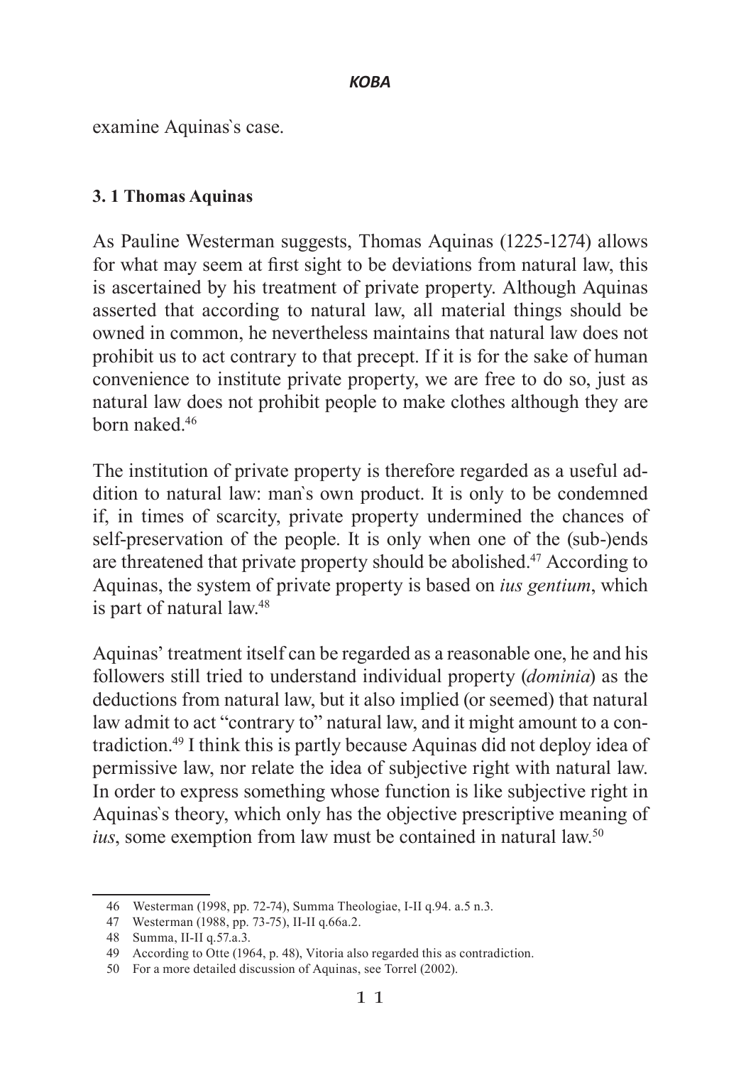examine Aquinas`s case.

### 3. 1 Thomas Aquinas

As Pauline Westerman suggests, Thomas Aquinas (1225-1274) allows for what may seem at first sight to be deviations from natural law, this is ascertained by his treatment of private property. Although Aquinas asserted that according to natural law, all material things should be owned in common, he nevertheless maintains that natural law does not prohibit us to act contrary to that precept. If it is for the sake of human convenience to institute private property, we are free to do so, just as natural law does not prohibit people to make clothes although they are born naked.[46]

The institution of private property is therefore regarded as a useful addition to natural law: man`s own product. It is only to be condemned if, in times of scarcity, private property undermined the chances of self-preservation of the people. It is only when one of the (sub-)ends are threatened that private property should be abolished.[47] According to Aquinas, the system of private property is based on *ius gentium*, which is part of natural law.[48]

Aquinas' treatment itself can be regarded as a reasonable one, he and his followers still tried to understand individual property (*dominia*) as the deductions from natural law, but it also implied (or seemed) that natural law admit to act "contrary to" natural law, and it might amount to a contradiction.[49] I think this is partly because Aquinas did not deploy idea of permissive law, nor relate the idea of subjective right with natural law. In order to express something whose function is like subjective right in Aquinas`s theory, which only has the objective prescriptive meaning of *ius*, some exemption from law must be contained in natural law.[50]

---

46 Westerman (1998, pp. 72-74), Summa Theologiae, I-II q.94. a.5 n.3.

47 Westerman (1988, pp. 73-75), II-II q.66a.2.

48 Summa, II-II q.57.a.3.

49 According to Otte (1964, p. 48), Vitoria also regarded this as contradiction.

50 For a more detailed discussion of Aquinas, see Torrel (2002).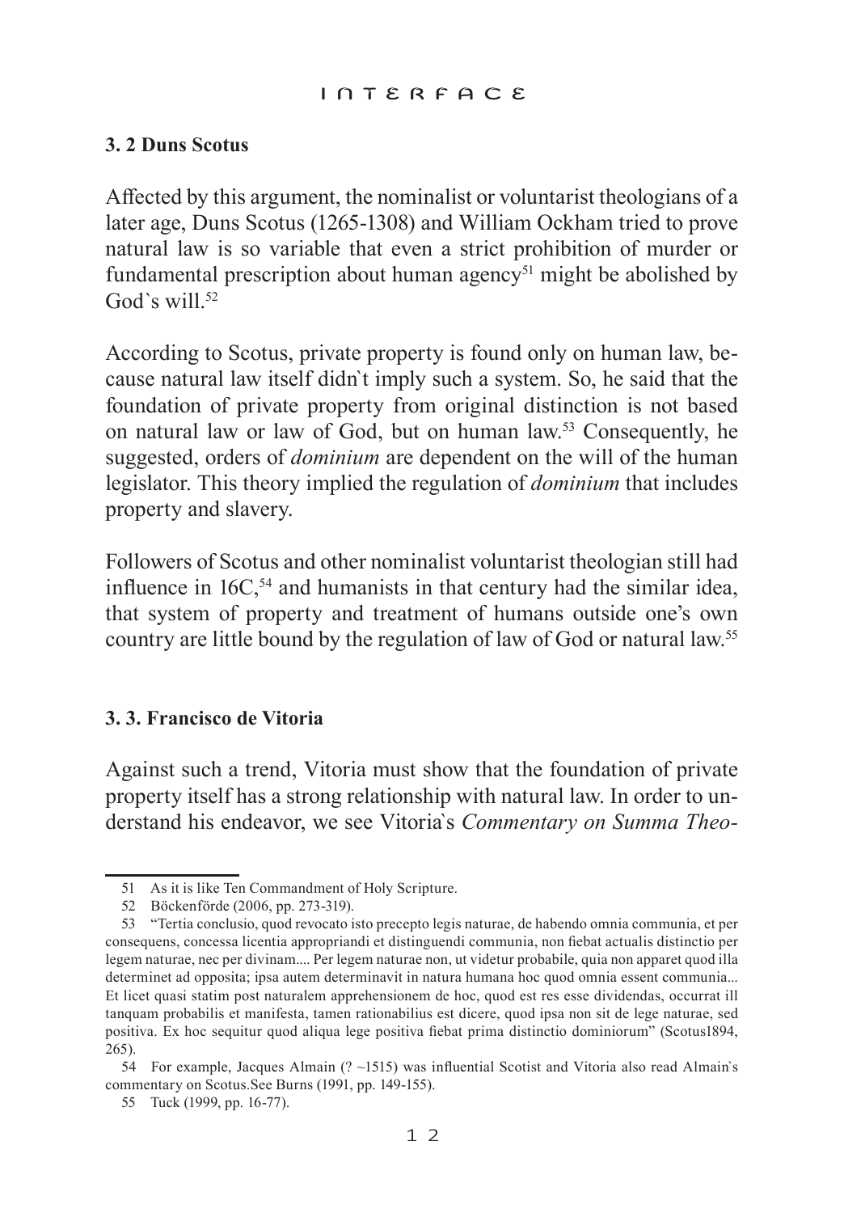### 3. 2 Duns Scotus

Affected by this argument, the nominalist or voluntarist theologians of a later age, Duns Scotus (1265-1308) and William Ockham tried to prove natural law is so variable that even a strict prohibition of murder or fundamental prescription about human agency[51] might be abolished by God`s will.[52]

According to Scotus, private property is found only on human law, because natural law itself didn`t imply such a system. So, he said that the foundation of private property from original distinction is not based on natural law or law of God, but on human law.[53] Consequently, he suggested, orders of *dominium* are dependent on the will of the human legislator. This theory implied the regulation of *dominium* that includes property and slavery.

Followers of Scotus and other nominalist voluntarist theologian still had influence in 16C,[54] and humanists in that century had the similar idea, that system of property and treatment of humans outside one's own country are little bound by the regulation of law of God or natural law.[55]

### 3. 3. Francisco de Vitoria

Against such a trend, Vitoria must show that the foundation of private property itself has a strong relationship with natural law. In order to understand his endeavor, we see Vitoria`s *Commentary on Summa Theo-*

---

51 As it is like Ten Commandment of Holy Scripture.

52 Böckenförde (2006, pp. 273-319).

53 "Tertia conclusio, quod revocato isto precepto legis naturae, de habendo omnia communia, et per consequens, concessa licentia appropriandi et distinguendi communia, non fiebat actualis distinctio per legem naturae, nec per divinam.... Per legem naturae non, ut videtur probabile, quia non apparet quod illa determinet ad opposita; ipsa autem determinavit in natura humana hoc quod omnia essent communia... Et licet quasi statim post naturalem apprehensionem de hoc, quod est res esse dividendas, occurrat ill tanquam probabilis et manifesta, tamen rationabilius est dicere, quod ipsa non sit de lege naturae, sed positiva. Ex hoc sequitur quod aliqua lege positiva fiebat prima distinctio dominiorum" (Scotus1894, 265).

54 For example, Jacques Almain (? ~1515) was influential Scotist and Vitoria also read Almain`s commentary on Scotus.See Burns (1991, pp. 149-155).

55 Tuck (1999, pp. 16-77).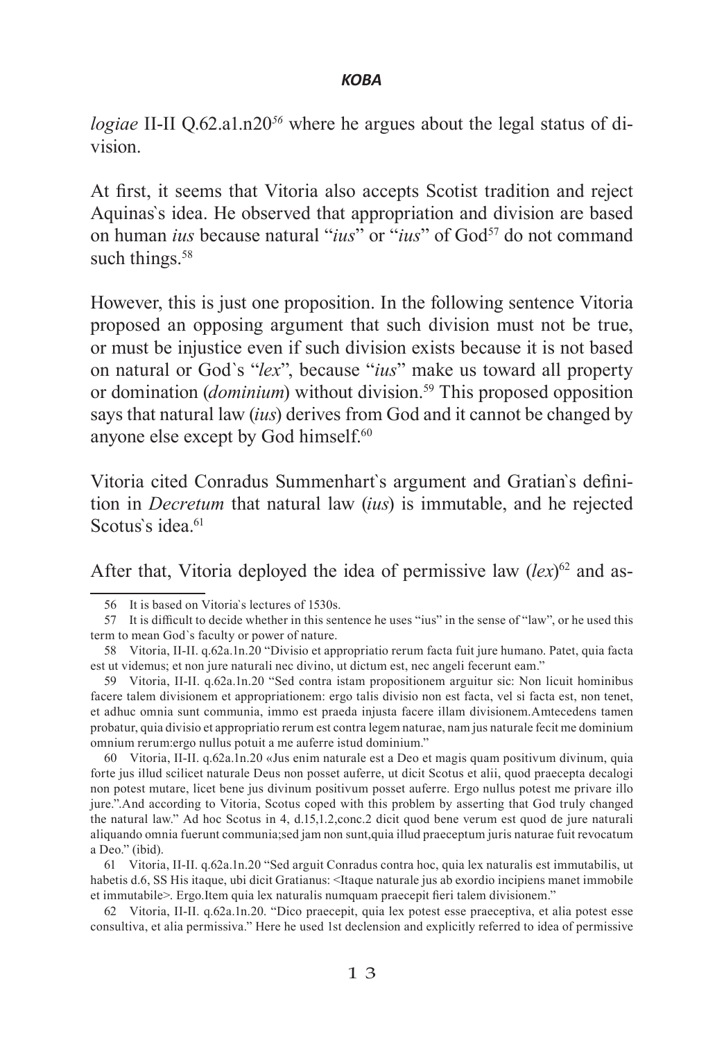*logiae* II-II Q.62.a1.n20[56] where he argues about the legal status of division.

At first, it seems that Vitoria also accepts Scotist tradition and reject Aquinas`s idea. He observed that appropriation and division are based on human *ius* because natural "*ius*" or "*ius*" of God[57] do not command such things.[58]

However, this is just one proposition. In the following sentence Vitoria proposed an opposing argument that such division must not be true, or must be injustice even if such division exists because it is not based on natural or God`s "*lex*", because "*ius*" make us toward all property or domination (*dominium*) without division.[59] This proposed opposition says that natural law (*ius*) derives from God and it cannot be changed by anyone else except by God himself.[60]

Vitoria cited Conradus Summenhart`s argument and Gratian`s definition in *Decretum* that natural law (*ius*) is immutable, and he rejected Scotus`s idea.[61]

After that, Vitoria deployed the idea of permissive law (*lex*)[62] and as-

---

56 It is based on Vitoria`s lectures of 1530s.

57 It is difficult to decide whether in this sentence he uses "ius" in the sense of "law", or he used this term to mean God`s faculty or power of nature.

58 Vitoria, II-II. q.62a.1n.20 "Divisio et appropriatio rerum facta fuit jure humano. Patet, quia facta est ut videmus; et non jure naturali nec divino, ut dictum est, nec angeli fecerunt eam."

59 Vitoria, II-II. q.62a.1n.20 "Sed contra istam propositionem arguitur sic: Non licuit hominibus facere talem divisionem et appropriationem: ergo talis divisio non est facta, vel si facta est, non tenet, et adhuc omnia sunt communia, immo est praeda injusta facere illam divisionem.Amtecedens tamen probatur, quia divisio et appropriatio rerum est contra legem naturae, nam jus naturale fecit me dominium omnium rerum:ergo nullus potuit a me auferre istud dominium."

60 Vitoria, II-II. q.62a.1n.20 «Jus enim naturale est a Deo et magis quam positivum divinum, quia forte jus illud scilicet naturale Deus non posset auferre, ut dicit Scotus et alii, quod praecepta decalogi non potest mutare, licet bene jus divinum positivum posset auferre. Ergo nullus potest me privare illo jure.".And according to Vitoria, Scotus coped with this problem by asserting that God truly changed the natural law." Ad hoc Scotus in 4, d.15,1.2,conc.2 dicit quod bene verum est quod de jure naturali aliquando omnia fuerunt communia;sed jam non sunt,quia illud praeceptum juris naturae fuit revocatum a Deo." (ibid).

61 Vitoria, II-II. q.62a.1n.20 "Sed arguit Conradus contra hoc, quia lex naturalis est immutabilis, ut habetis d.6, SS His itaque, ubi dicit Gratianus: <Itaque naturale jus ab exordio incipiens manet immobile et immutabile>. Ergo.Item quia lex naturalis numquam praecepit fieri talem divisionem."

62 Vitoria, II-II. q.62a.1n.20. "Dico praecepit, quia lex potest esse praeceptiva, et alia potest esse consultiva, et alia permissiva." Here he used 1st declension and explicitly referred to idea of permissive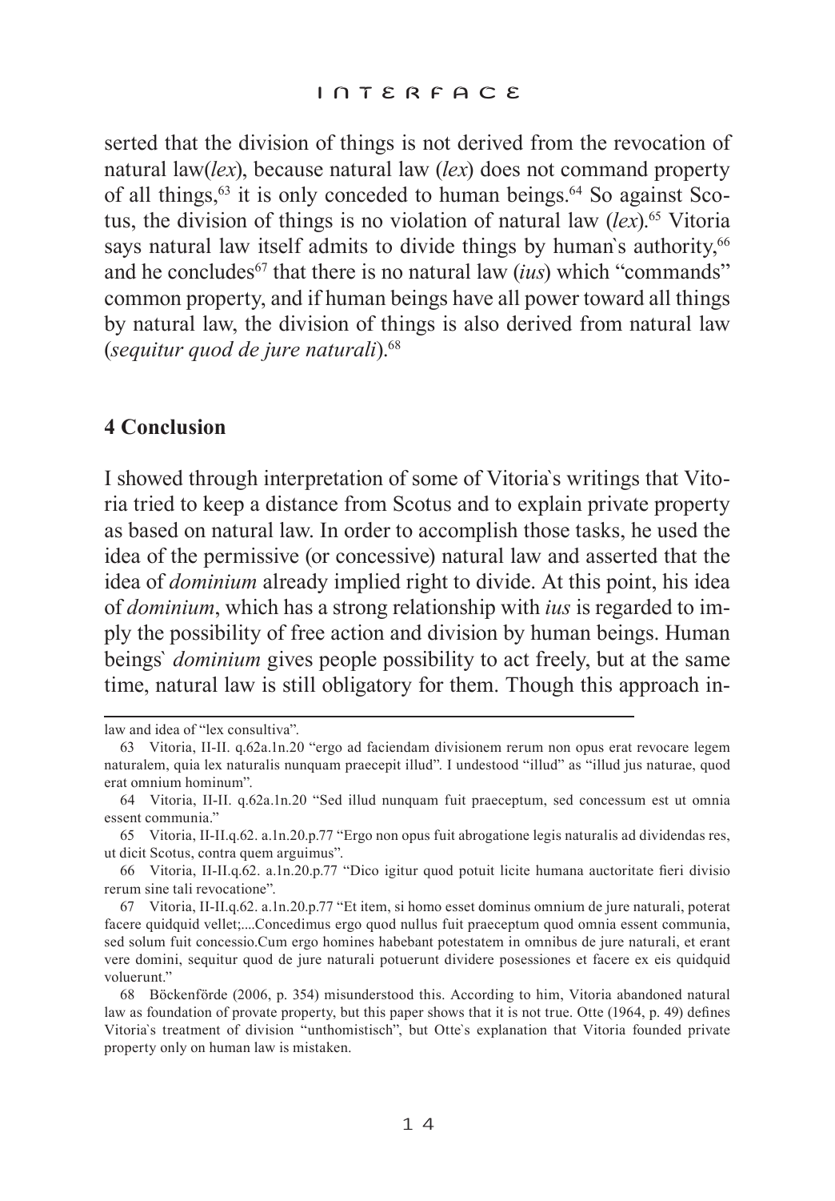serted that the division of things is not derived from the revocation of natural law(*lex*), because natural law (*lex*) does not command property of all things,[63] it is only conceded to human beings.[64] So against Scotus, the division of things is no violation of natural law (*lex*).[65] Vitoria says natural law itself admits to divide things by human`s authority,[66] and he concludes[67] that there is no natural law (*ius*) which "commands" common property, and if human beings have all power toward all things by natural law, the division of things is also derived from natural law (*sequitur quod de jure naturali*).[68]

## 4 Conclusion

I showed through interpretation of some of Vitoria`s writings that Vitoria tried to keep a distance from Scotus and to explain private property as based on natural law. In order to accomplish those tasks, he used the idea of the permissive (or concessive) natural law and asserted that the idea of *dominium* already implied right to divide. At this point, his idea of *dominium*, which has a strong relationship with *ius* is regarded to imply the possibility of free action and division by human beings. Human beings` *dominium* gives people possibility to act freely, but at the same time, natural law is still obligatory for them. Though this approach in-

---

law and idea of "lex consultiva".

63 Vitoria, II-II. q.62a.1n.20 "ergo ad faciendam divisionem rerum non opus erat revocare legem naturalem, quia lex naturalis nunquam praecepit illud". I undestood "illud" as "illud jus naturae, quod erat omnium hominum".

64 Vitoria, II-II. q.62a.1n.20 "Sed illud nunquam fuit praeceptum, sed concessum est ut omnia essent communia."

65 Vitoria, II-II.q.62. a.1n.20.p.77 "Ergo non opus fuit abrogatione legis naturalis ad dividendas res, ut dicit Scotus, contra quem arguimus".

66 Vitoria, II-II.q.62. a.1n.20.p.77 "Dico igitur quod potuit licite humana auctoritate fieri divisio rerum sine tali revocatione".

67 Vitoria, II-II.q.62. a.1n.20.p.77 "Et item, si homo esset dominus omnium de jure naturali, poterat facere quidquid vellet;....Concedimus ergo quod nullus fuit praeceptum quod omnia essent communia, sed solum fuit concessio.Cum ergo homines habebant potestatem in omnibus de jure naturali, et erant vere domini, sequitur quod de jure naturali potuerunt dividere posessiones et facere ex eis quidquid voluerunt."

68 Böckenförde (2006, p. 354) misunderstood this. According to him, Vitoria abandoned natural law as foundation of provate property, but this paper shows that it is not true. Otte (1964, p. 49) defines Vitoria`s treatment of division "unthomistisch", but Otte`s explanation that Vitoria founded private property only on human law is mistaken.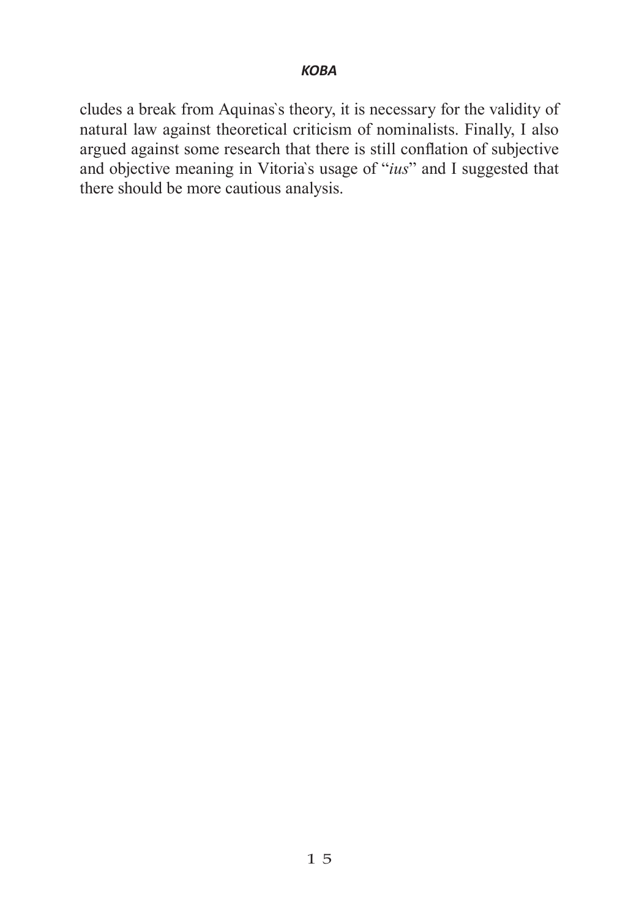cludes a break from Aquinas`s theory, it is necessary for the validity of natural law against theoretical criticism of nominalists. Finally, I also argued against some research that there is still conflation of subjective and objective meaning in Vitoria`s usage of "*ius*" and I suggested that there should be more cautious analysis.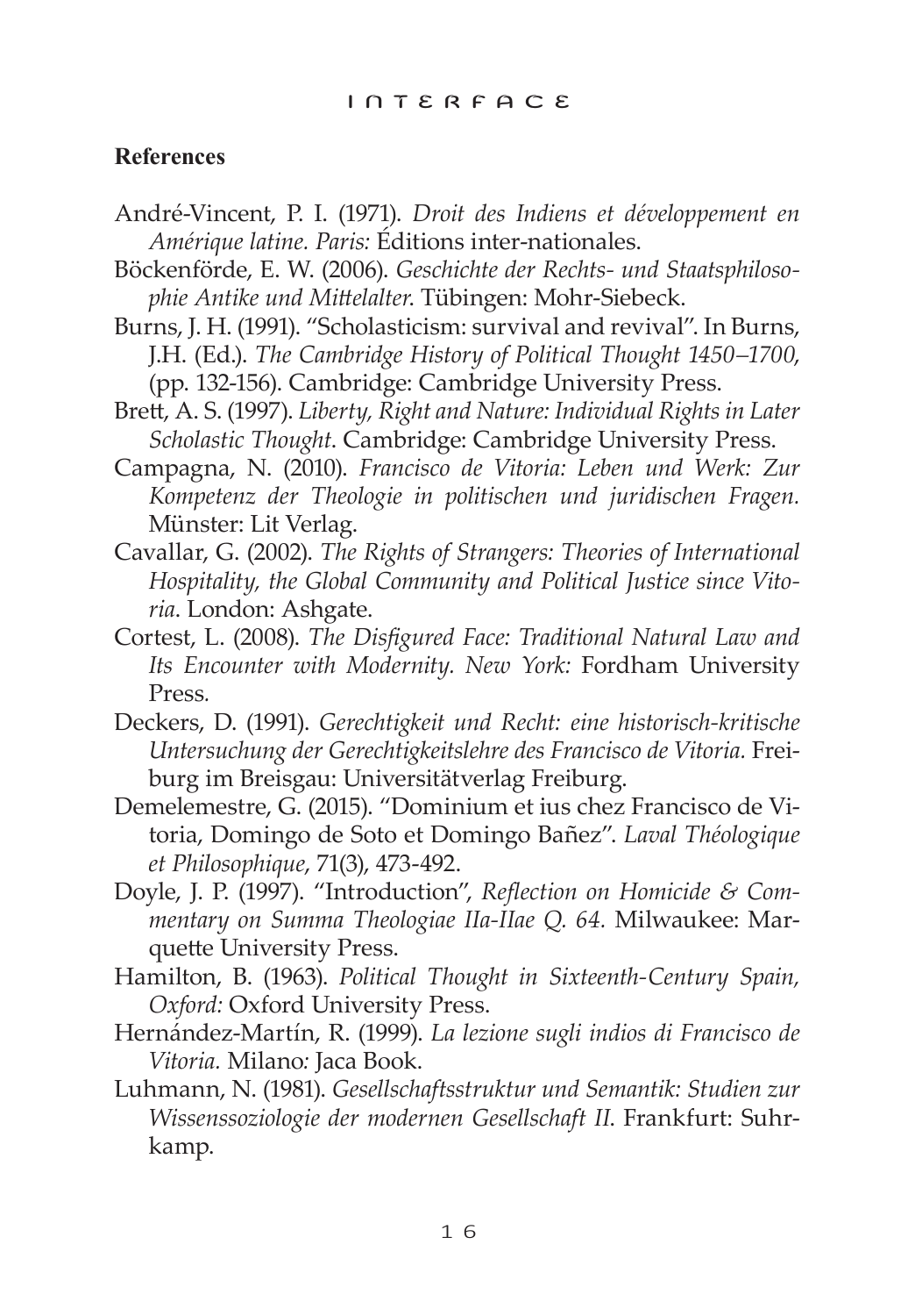## References

André-Vincent, P. I. (1971). *Droit des Indiens et développement en Amérique latine. Paris:* Éditions inter-nationales.

Böckenförde, E. W. (2006). *Geschichte der Rechts- und Staatsphilosophie Antike und Mittelalter*. Tübingen: Mohr-Siebeck.

Burns, J. H. (1991). "Scholasticism: survival and revival". In Burns, J.H. (Ed.). *The Cambridge History of Political Thought 1450–1700*, (pp. 132-156). Cambridge: Cambridge University Press.

Brett, A. S. (1997). *Liberty, Right and Nature: Individual Rights in Later Scholastic Thought*. Cambridge: Cambridge University Press.

Campagna, N. (2010). *Francisco de Vitoria: Leben und Werk: Zur Kompetenz der Theologie in politischen und juridischen Fragen.* Münster: Lit Verlag.

Cavallar, G. (2002). *The Rights of Strangers: Theories of International Hospitality, the Global Community and Political Justice since Vitoria*. London: Ashgate.

Cortest, L. (2008). *The Disfigured Face: Traditional Natural Law and Its Encounter with Modernity. New York:* Fordham University Press.

Deckers, D. (1991). *Gerechtigkeit und Recht: eine historisch-kritische Untersuchung der Gerechtigkeitslehre des Francisco de Vitoria.* Freiburg im Breisgau: Universitätverlag Freiburg.

Demelemestre, G. (2015). "Dominium et ius chez Francisco de Vitoria, Domingo de Soto et Domingo Bañez". *Laval Théologique et Philosophique*, 71(3), 473-492.

Doyle, J. P. (1997). "Introduction", *Reflection on Homicide & Commentary on Summa Theologiae IIa-IIae Q. 64.* Milwaukee: Marquette University Press.

Hamilton, B. (1963). *Political Thought in Sixteenth-Century Spain, Oxford:* Oxford University Press.

Hernández-Martín, R. (1999). *La lezione sugli indios di Francisco de Vitoria.* Milano*:* Jaca Book.

Luhmann, N. (1981). *Gesellschaftsstruktur und Semantik: Studien zur Wissenssoziologie der modernen Gesellschaft II*. Frankfurt: Suhrkamp.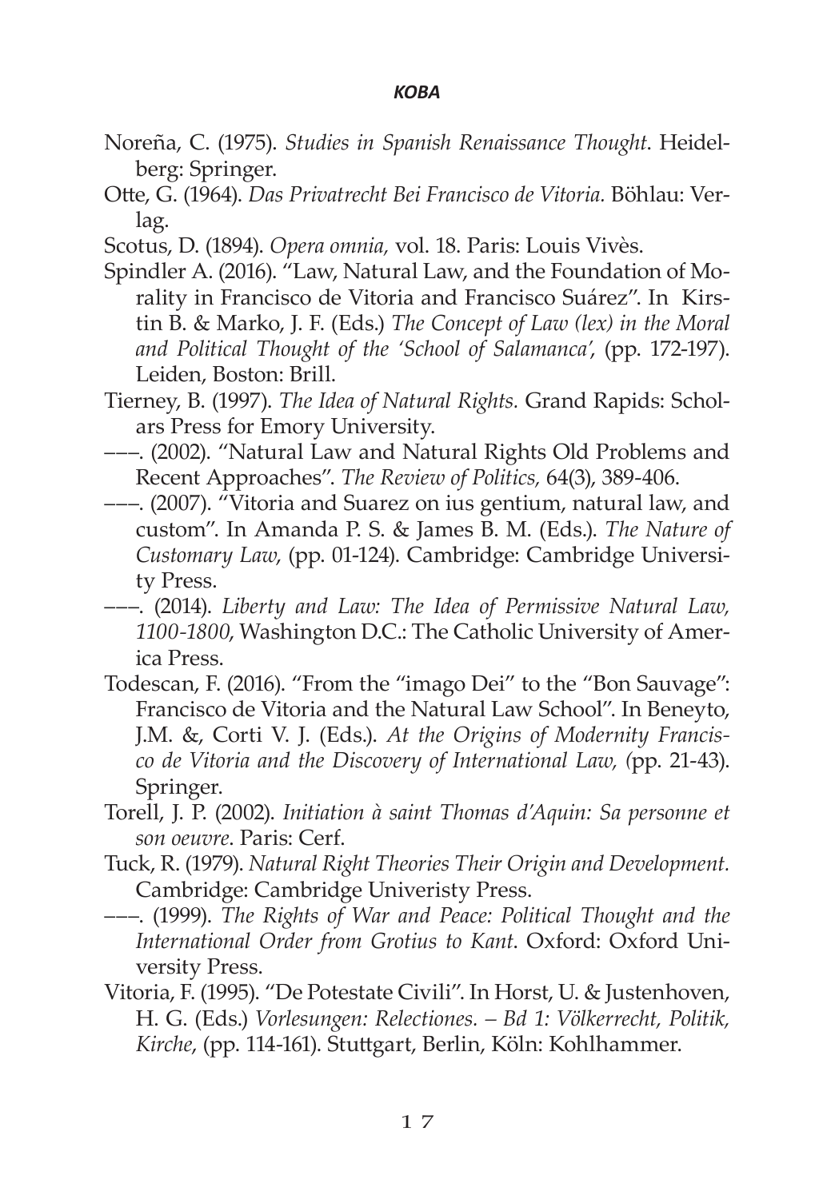Noreña, C. (1975). *Studies in Spanish Renaissance Thought*. Heidelberg: Springer.

Otte, G. (1964). *Das Privatrecht Bei Francisco de Vitoria.* Böhlau: Verlag.

Scotus, D. (1894). *Opera omnia,* vol. 18. Paris: Louis Vivès.

Spindler A. (2016). "Law, Natural Law, and the Foundation of Morality in Francisco de Vitoria and Francisco Suárez". In Kirstin B. & Marko, J. F. (Eds.) *The Concept of Law (lex) in the Moral and Political Thought of the 'School of Salamanca'*, (pp. 172-197). Leiden, Boston: Brill.

Tierney, B. (1997). *The Idea of Natural Rights.* Grand Rapids: Scholars Press for Emory University.

–––. (2002). "Natural Law and Natural Rights Old Problems and Recent Approaches". *The Review of Politics,* 64(3), 389-406.

–––. (2007). "Vitoria and Suarez on ius gentium, natural law, and custom". In Amanda P. S. & James B. M. (Eds.). *The Nature of Customary Law,* (pp. 01-124). Cambridge: Cambridge University Press.

–––. (2014). *Liberty and Law: The Idea of Permissive Natural Law, 1100-1800*, Washington D.C.: The Catholic University of America Press.

Todescan, F. (2016). "From the "imago Dei" to the "Bon Sauvage": Francisco de Vitoria and the Natural Law School". In Beneyto, J.M. &, Corti V. J. (Eds.). *At the Origins of Modernity Francisco de Vitoria and the Discovery of International Law, (*pp. 21-43). Springer.

Torell, J. P. (2002). *Initiation à saint Thomas d'Aquin: Sa personne et son oeuvre*. Paris: Cerf.

Tuck, R. (1979). *Natural Right Theories Their Origin and Development.* Cambridge: Cambridge Univeristy Press.

–––. (1999). *The Rights of War and Peace: Political Thought and the International Order from Grotius to Kant*. Oxford: Oxford University Press.

Vitoria, F. (1995). "De Potestate Civili". In Horst, U. & Justenhoven, H. G. (Eds.) *Vorlesungen: Relectiones. – Bd 1: Völkerrecht, Politik, Kirche*, (pp. 114-161). Stuttgart, Berlin, Köln: Kohlhammer.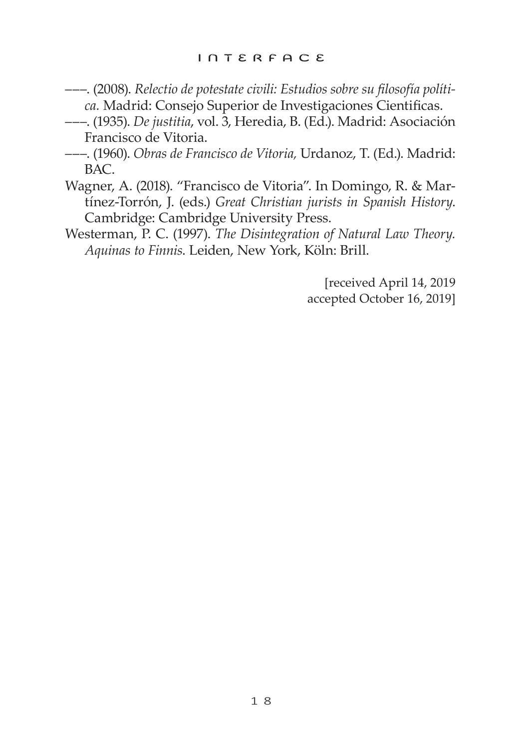–––. (2008). *Relectio de potestate civili: Estudios sobre su filosofía política.* Madrid: Consejo Superior de Investigaciones Cientificas.

–––. (1935). *De justitia*, vol. 3, Heredia, B. (Ed.). Madrid: Asociación Francisco de Vitoria.

–––. (1960). *Obras de Francisco de Vitoria,* Urdanoz, T. (Ed.). Madrid: BAC.

Wagner, A. (2018). "Francisco de Vitoria". In Domingo, R. & Martínez-Torrón, J. (eds.) *Great Christian jurists in Spanish History*. Cambridge: Cambridge University Press.

Westerman, P. C. (1997). *The Disintegration of Natural Law Theory. Aquinas to Finnis*. Leiden, New York, Köln: Brill.

[received April 14, 2019
accepted October 16, 2019]